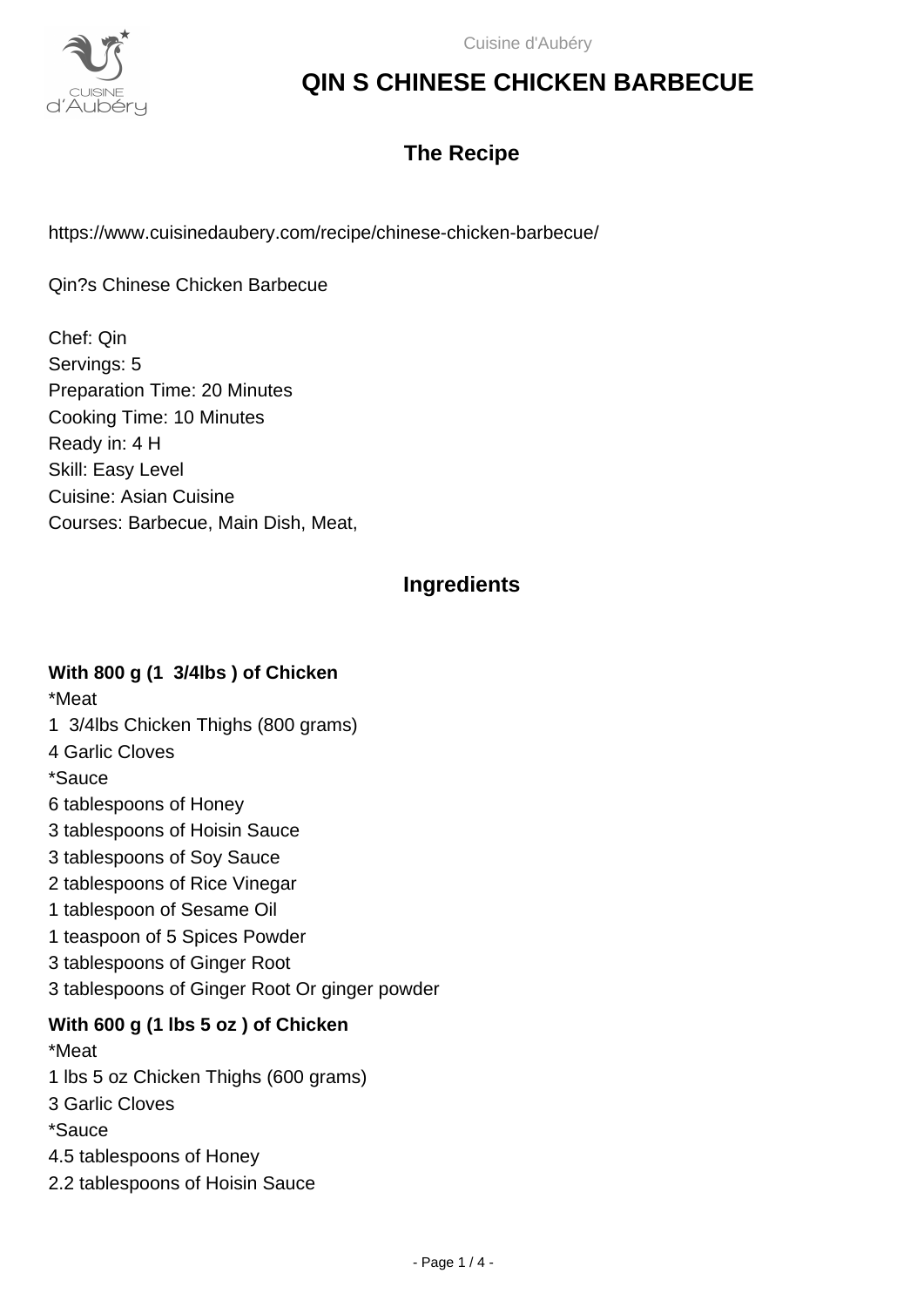# QIN S CHINESE CHICKEN BARBECUE

## The Recipe

https://www.cuisinedaubery.com/recipe/chinese-chicken-barbecue/

Qin?s Chinese Chicken Barbecue

Chef: Qin
Servings: 5
Preparation Time: 20 Minutes
Cooking Time: 10 Minutes
Ready in: 4 H
Skill: Easy Level
Cuisine: Asian Cuisine
Courses: Barbecue, Main Dish, Meat,

## Ingredients

**With 800 g (1 3/4lbs ) of Chicken**

*Meat
1 3/4lbs Chicken Thighs (800 grams)
4 Garlic Cloves
*Sauce
6 tablespoons of Honey
3 tablespoons of Hoisin Sauce
3 tablespoons of Soy Sauce
2 tablespoons of Rice Vinegar
1 tablespoon of Sesame Oil
1 teaspoon of 5 Spices Powder
3 tablespoons of Ginger Root
3 tablespoons of Ginger Root Or ginger powder

**With 600 g (1 lbs 5 oz ) of Chicken**

*Meat
1 lbs 5 oz Chicken Thighs (600 grams)
3 Garlic Cloves
*Sauce
4.5 tablespoons of Honey
2.2 tablespoons of Hoisin Sauce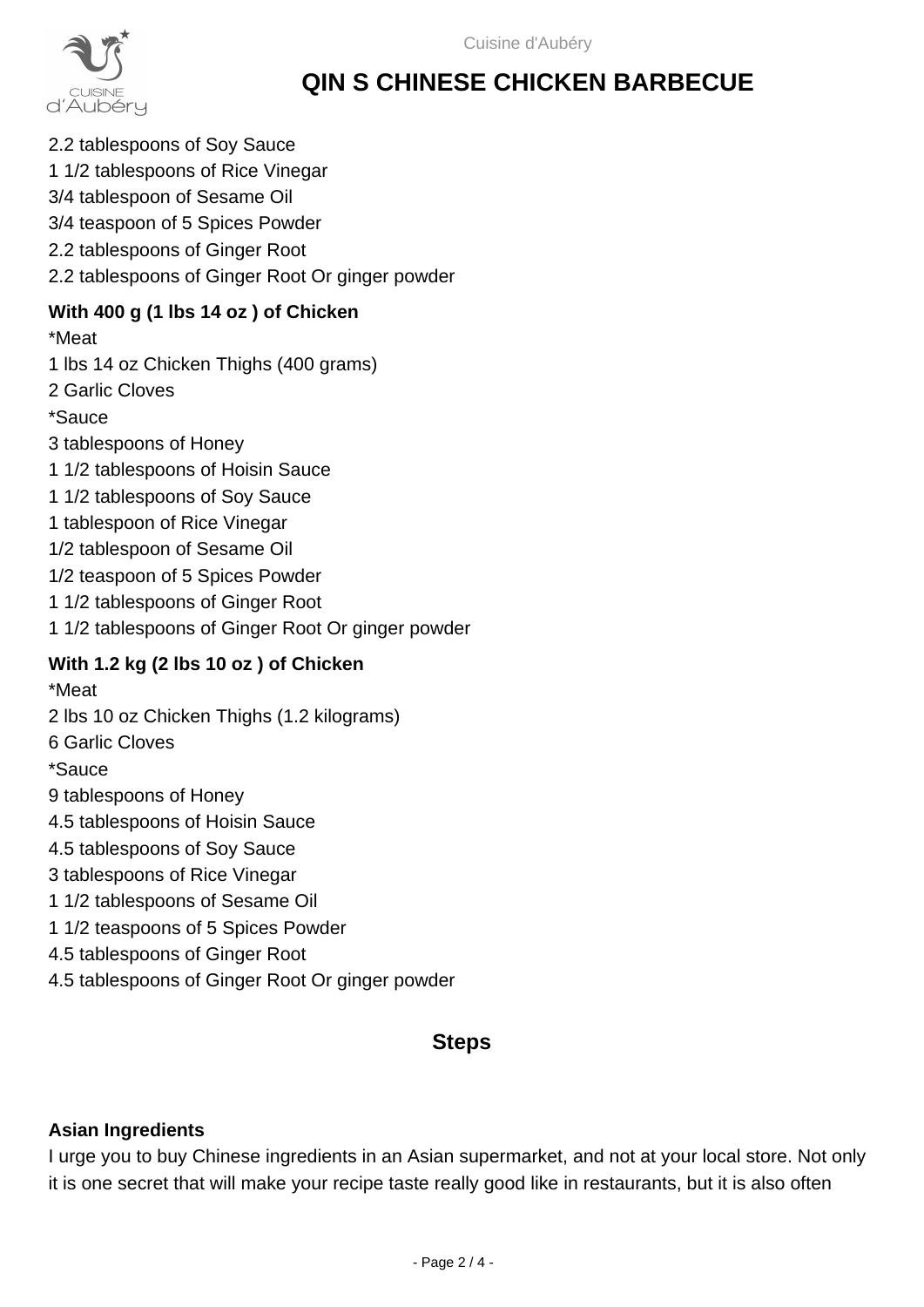2.2 tablespoons of Soy Sauce
1 1/2 tablespoons of Rice Vinegar
3/4 tablespoon of Sesame Oil
3/4 teaspoon of 5 Spices Powder
2.2 tablespoons of Ginger Root
2.2 tablespoons of Ginger Root Or ginger powder

**With 400 g (1 lbs 14 oz ) of Chicken**

*Meat
1 lbs 14 oz Chicken Thighs (400 grams)
2 Garlic Cloves
*Sauce
3 tablespoons of Honey
1 1/2 tablespoons of Hoisin Sauce
1 1/2 tablespoons of Soy Sauce
1 tablespoon of Rice Vinegar
1/2 tablespoon of Sesame Oil
1/2 teaspoon of 5 Spices Powder
1 1/2 tablespoons of Ginger Root
1 1/2 tablespoons of Ginger Root Or ginger powder

**With 1.2 kg (2 lbs 10 oz ) of Chicken**

*Meat
2 lbs 10 oz Chicken Thighs (1.2 kilograms)
6 Garlic Cloves
*Sauce
9 tablespoons of Honey
4.5 tablespoons of Hoisin Sauce
4.5 tablespoons of Soy Sauce
3 tablespoons of Rice Vinegar
1 1/2 tablespoons of Sesame Oil
1 1/2 teaspoons of 5 Spices Powder
4.5 tablespoons of Ginger Root
4.5 tablespoons of Ginger Root Or ginger powder

## Steps

**Asian Ingredients**

I urge you to buy Chinese ingredients in an Asian supermarket, and not at your local store. Not only it is one secret that will make your recipe taste really good like in restaurants, but it is also often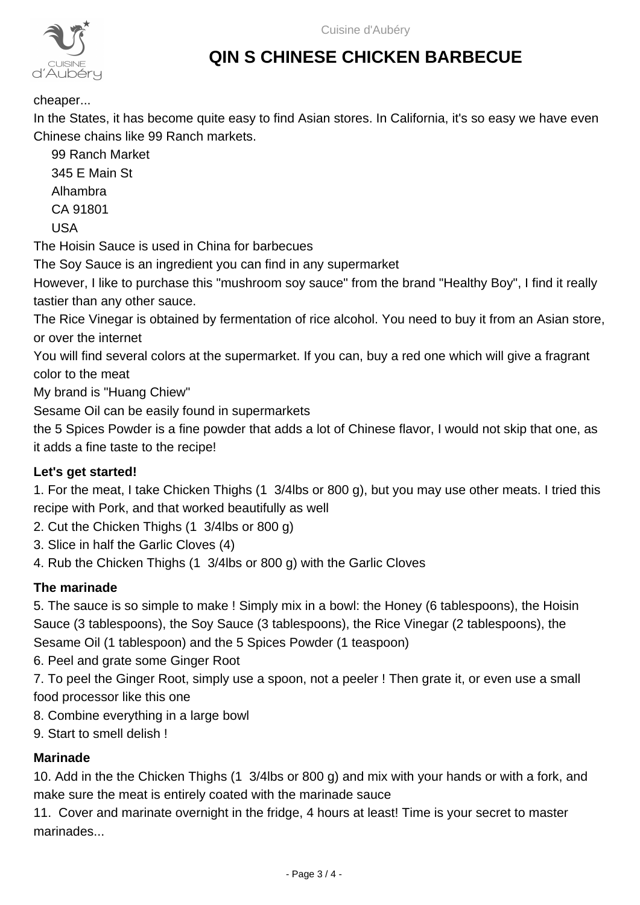cheaper...

In the States, it has become quite easy to find Asian stores. In California, it's so easy we have even Chinese chains like 99 Ranch markets.

99 Ranch Market
345 E Main St
Alhambra
CA 91801
USA

The Hoisin Sauce is used in China for barbecues

The Soy Sauce is an ingredient you can find in any supermarket

However, I like to purchase this "mushroom soy sauce" from the brand "Healthy Boy", I find it really tastier than any other sauce.

The Rice Vinegar is obtained by fermentation of rice alcohol. You need to buy it from an Asian store, or over the internet

You will find several colors at the supermarket. If you can, buy a red one which will give a fragrant color to the meat

My brand is "Huang Chiew"

Sesame Oil can be easily found in supermarkets

the 5 Spices Powder is a fine powder that adds a lot of Chinese flavor, I would not skip that one, as it adds a fine taste to the recipe!

**Let's get started!**

1. For the meat, I take Chicken Thighs (1  3/4lbs or 800 g), but you may use other meats. I tried this recipe with Pork, and that worked beautifully as well
2. Cut the Chicken Thighs (1  3/4lbs or 800 g)
3. Slice in half the Garlic Cloves (4)
4. Rub the Chicken Thighs (1  3/4lbs or 800 g) with the Garlic Cloves

**The marinade**

5. The sauce is so simple to make ! Simply mix in a bowl: the Honey (6 tablespoons), the Hoisin Sauce (3 tablespoons), the Soy Sauce (3 tablespoons), the Rice Vinegar (2 tablespoons), the Sesame Oil (1 tablespoon) and the 5 Spices Powder (1 teaspoon)
6. Peel and grate some Ginger Root
7. To peel the Ginger Root, simply use a spoon, not a peeler ! Then grate it, or even use a small food processor like this one
8. Combine everything in a large bowl
9. Start to smell delish !

**Marinade**

10. Add in the the Chicken Thighs (1  3/4lbs or 800 g) and mix with your hands or with a fork, and make sure the meat is entirely coated with the marinade sauce
11. Cover and marinate overnight in the fridge, 4 hours at least! Time is your secret to master marinades...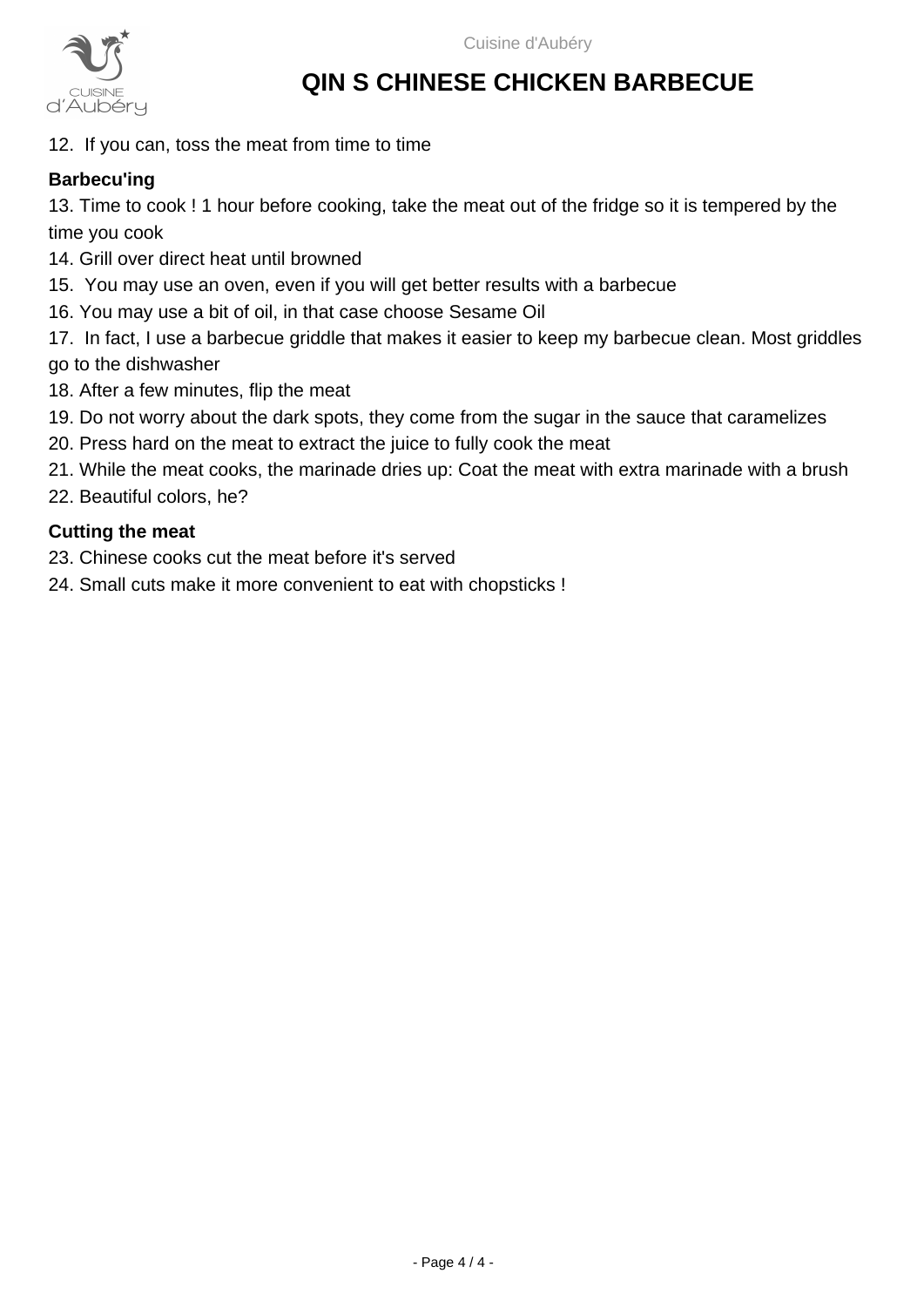12. If you can, toss the meat from time to time

**Barbecu'ing**

13. Time to cook ! 1 hour before cooking, take the meat out of the fridge so it is tempered by the time you cook
14. Grill over direct heat until browned
15. You may use an oven, even if you will get better results with a barbecue
16. You may use a bit of oil, in that case choose Sesame Oil
17. In fact, I use a barbecue griddle that makes it easier to keep my barbecue clean. Most griddles go to the dishwasher
18. After a few minutes, flip the meat
19. Do not worry about the dark spots, they come from the sugar in the sauce that caramelizes
20. Press hard on the meat to extract the juice to fully cook the meat
21. While the meat cooks, the marinade dries up: Coat the meat with extra marinade with a brush
22. Beautiful colors, he?

**Cutting the meat**

23. Chinese cooks cut the meat before it's served
24. Small cuts make it more convenient to eat with chopsticks !